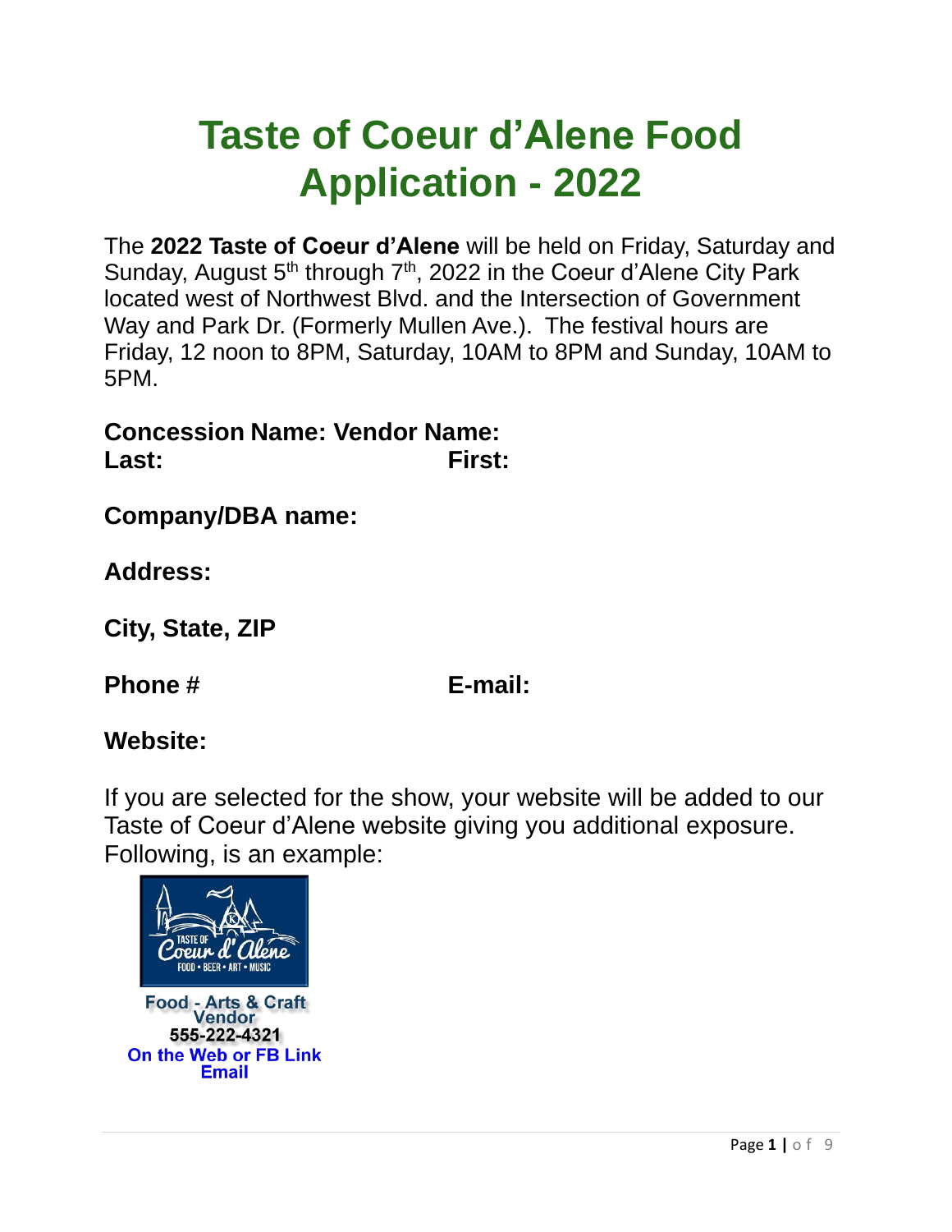# Taste of Coeur d'Alene Food Application - 2022

The **2022 Taste of Coeur d'Alene** will be held on Friday, Saturday and Sunday, August 5th through 7th, 2022 in the Coeur d'Alene City Park located west of Northwest Blvd. and the Intersection of Government Way and Park Dr. (Formerly Mullen Ave.). The festival hours are Friday, 12 noon to 8PM, Saturday, 10AM to 8PM and Sunday, 10AM to 5PM.

**Concession Name: Vendor Name:**
**Last:** **First:**

**Company/DBA name:**

**Address:**

**City, State, ZIP**

**Phone #** **E-mail:**

**Website:**

If you are selected for the show, your website will be added to our Taste of Coeur d'Alene website giving you additional exposure. Following, is an example:

TASTE OF Coeur d' Alene
FOOD • BEER • ART • MUSIC

**Food - Arts & Craft Vendor**
**555-222-4321**
**On the Web or FB Link**
**Email**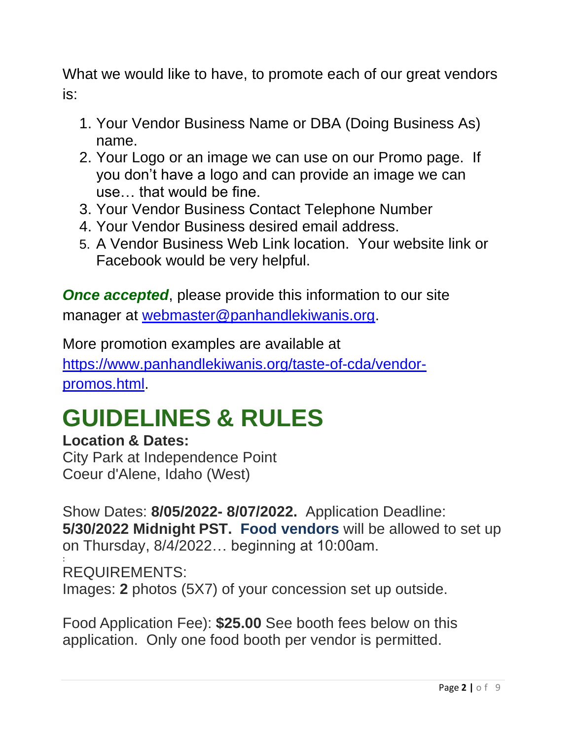What we would like to have, to promote each of our great vendors is:

1. Your Vendor Business Name or DBA (Doing Business As) name.
2. Your Logo or an image we can use on our Promo page. If you don't have a logo and can provide an image we can use… that would be fine.
3. Your Vendor Business Contact Telephone Number
4. Your Vendor Business desired email address.
5. A Vendor Business Web Link location. Your website link or Facebook would be very helpful.

***Once accepted***, please provide this information to our site manager at [webmaster@panhandlekiwanis.org](mailto:webmaster@panhandlekiwanis.org).

More promotion examples are available at [https://www.panhandlekiwanis.org/taste-of-cda/vendor-promos.html](https://www.panhandlekiwanis.org/taste-of-cda/vendor-promos.html).

# GUIDELINES & RULES

**Location & Dates:**
City Park at Independence Point
Coeur d'Alene, Idaho (West)

Show Dates: **8/05/2022- 8/07/2022.** Application Deadline: **5/30/2022 Midnight PST. Food vendors** will be allowed to set up on Thursday, 8/4/2022… beginning at 10:00am.

REQUIREMENTS:
Images: **2** photos (5X7) of your concession set up outside.

Food Application Fee): **$25.00** See booth fees below on this application. Only one food booth per vendor is permitted.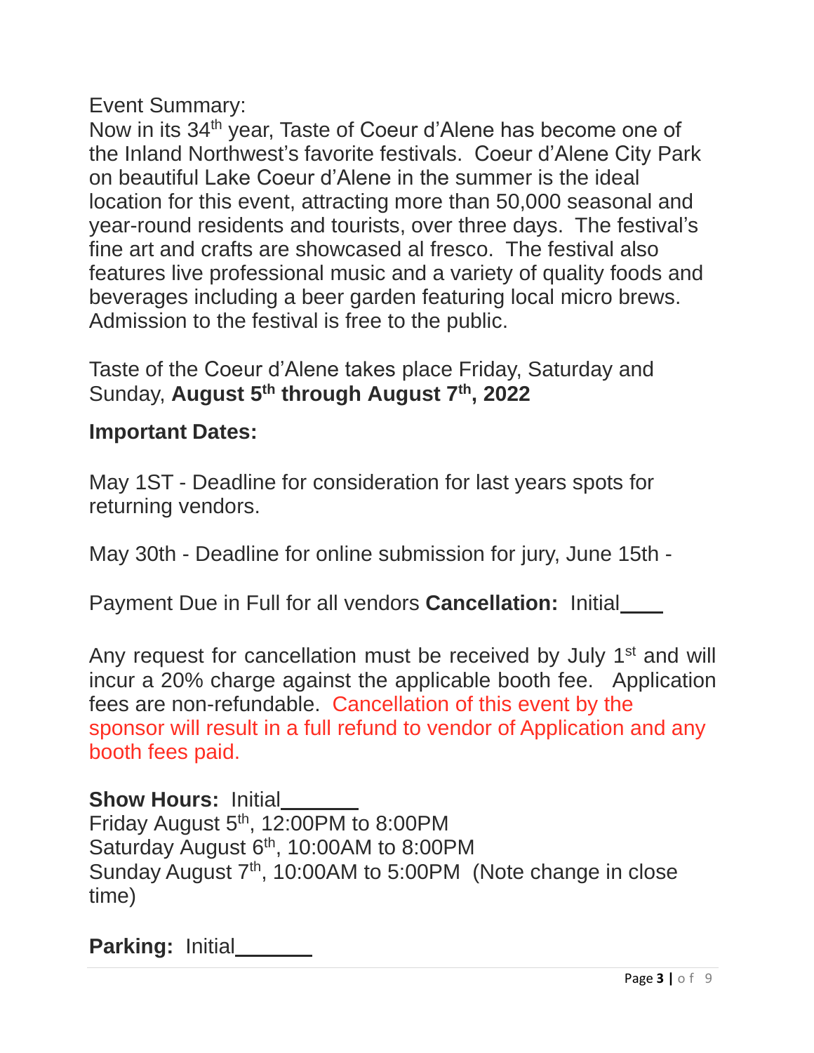Event Summary:
Now in its 34th year, Taste of Coeur d'Alene has become one of the Inland Northwest's favorite festivals. Coeur d'Alene City Park on beautiful Lake Coeur d'Alene in the summer is the ideal location for this event, attracting more than 50,000 seasonal and year-round residents and tourists, over three days. The festival's fine art and crafts are showcased al fresco. The festival also features live professional music and a variety of quality foods and beverages including a beer garden featuring local micro brews. Admission to the festival is free to the public.

Taste of the Coeur d'Alene takes place Friday, Saturday and Sunday, **August 5th through August 7th, 2022**

**Important Dates:**

May 1ST - Deadline for consideration for last years spots for returning vendors.

May 30th - Deadline for online submission for jury, June 15th -

Payment Due in Full for all vendors **Cancellation:** Initial____

Any request for cancellation must be received by July 1st and will incur a 20% charge against the applicable booth fee. Application fees are non-refundable. Cancellation of this event by the sponsor will result in a full refund to vendor of Application and any booth fees paid.

**Show Hours:** Initial_______
Friday August 5th, 12:00PM to 8:00PM
Saturday August 6th, 10:00AM to 8:00PM
Sunday August 7th, 10:00AM to 5:00PM (Note change in close time)

**Parking:** Initial_______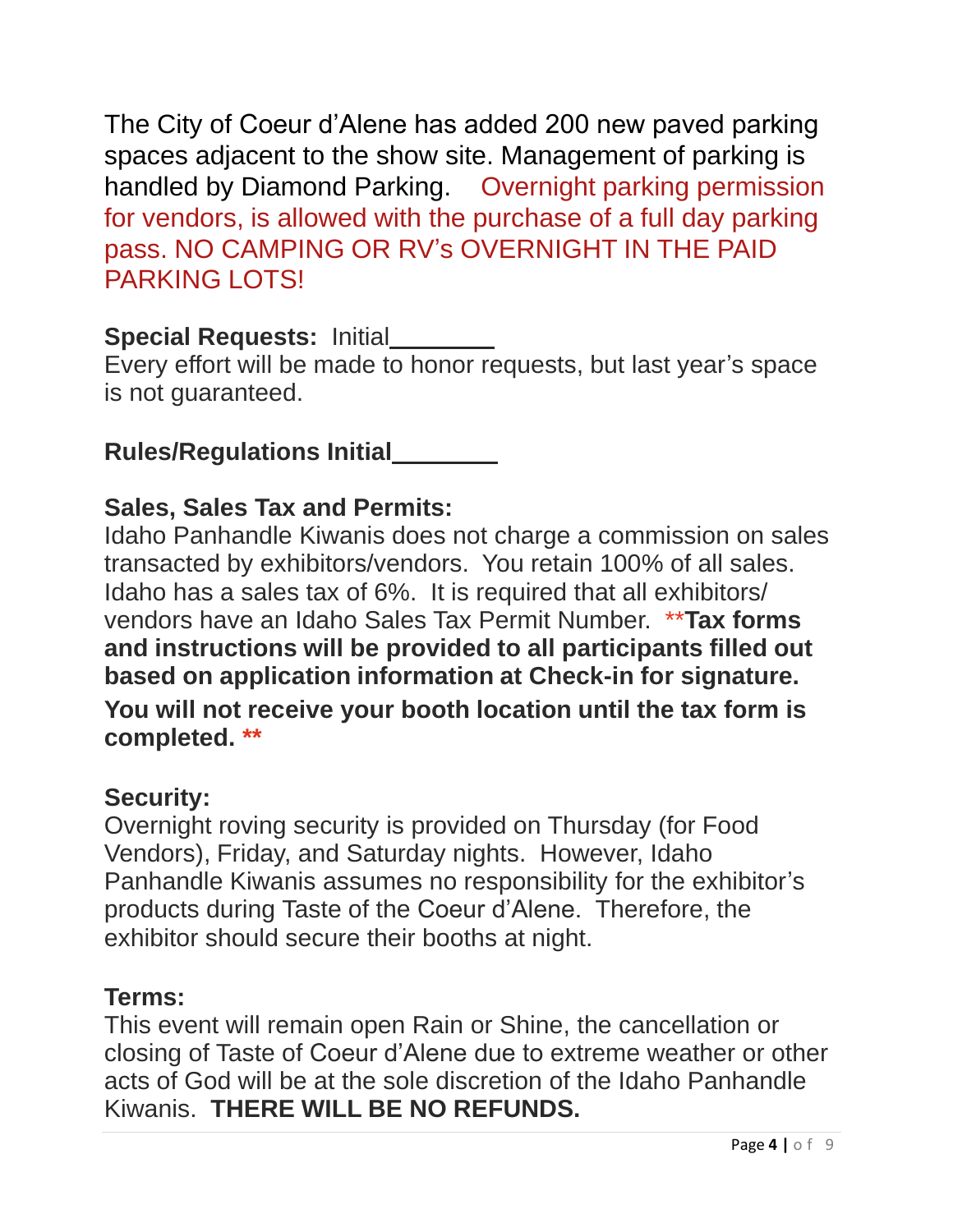The City of Coeur d'Alene has added 200 new paved parking spaces adjacent to the show site. Management of parking is handled by Diamond Parking. Overnight parking permission for vendors, is allowed with the purchase of a full day parking pass. NO CAMPING OR RV's OVERNIGHT IN THE PAID PARKING LOTS!

**Special Requests:** Initial________
Every effort will be made to honor requests, but last year's space is not guaranteed.

**Rules/Regulations Initial________**

**Sales, Sales Tax and Permits:**
Idaho Panhandle Kiwanis does not charge a commission on sales transacted by exhibitors/vendors. You retain 100% of all sales. Idaho has a sales tax of 6%. It is required that all exhibitors/ vendors have an Idaho Sales Tax Permit Number. ****Tax forms and instructions will be provided to all participants filled out based on application information at Check-in for signature. You will not receive your booth location until the tax form is completed. ****

**Security:**
Overnight roving security is provided on Thursday (for Food Vendors), Friday, and Saturday nights. However, Idaho Panhandle Kiwanis assumes no responsibility for the exhibitor's products during Taste of the Coeur d'Alene. Therefore, the exhibitor should secure their booths at night.

**Terms:**
This event will remain open Rain or Shine, the cancellation or closing of Taste of Coeur d'Alene due to extreme weather or other acts of God will be at the sole discretion of the Idaho Panhandle Kiwanis. **THERE WILL BE NO REFUNDS.**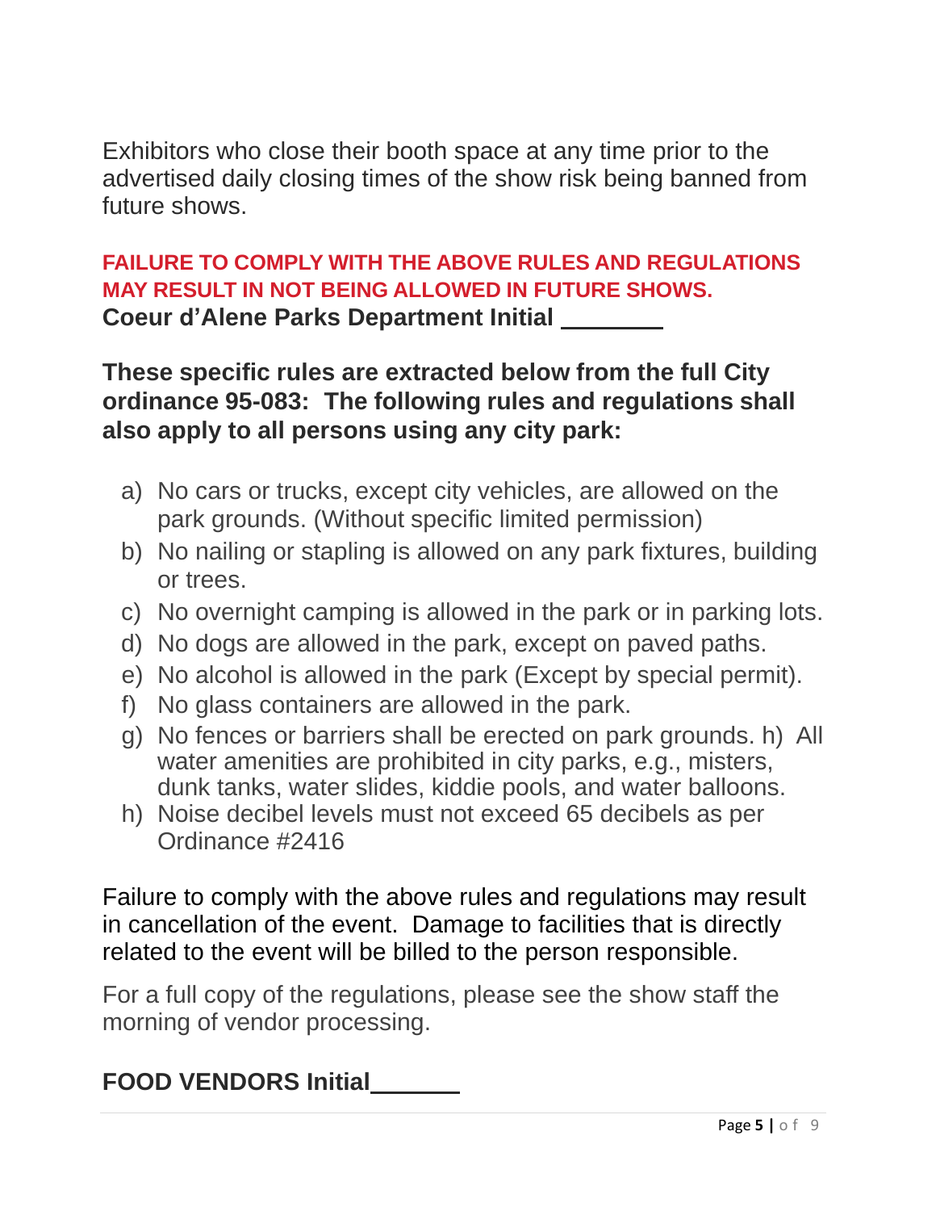Exhibitors who close their booth space at any time prior to the advertised daily closing times of the show risk being banned from future shows.

**FAILURE TO COMPLY WITH THE ABOVE RULES AND REGULATIONS MAY RESULT IN NOT BEING ALLOWED IN FUTURE SHOWS.**
**Coeur d'Alene Parks Department Initial ________**

**These specific rules are extracted below from the full City ordinance 95-083: The following rules and regulations shall also apply to all persons using any city park:**

a) No cars or trucks, except city vehicles, are allowed on the park grounds. (Without specific limited permission)
b) No nailing or stapling is allowed on any park fixtures, building or trees.
c) No overnight camping is allowed in the park or in parking lots.
d) No dogs are allowed in the park, except on paved paths.
e) No alcohol is allowed in the park (Except by special permit).
f) No glass containers are allowed in the park.
g) No fences or barriers shall be erected on park grounds. h) All water amenities are prohibited in city parks, e.g., misters, dunk tanks, water slides, kiddie pools, and water balloons.
h) Noise decibel levels must not exceed 65 decibels as per Ordinance #2416

Failure to comply with the above rules and regulations may result in cancellation of the event. Damage to facilities that is directly related to the event will be billed to the person responsible.

For a full copy of the regulations, please see the show staff the morning of vendor processing.

**FOOD VENDORS Initial______**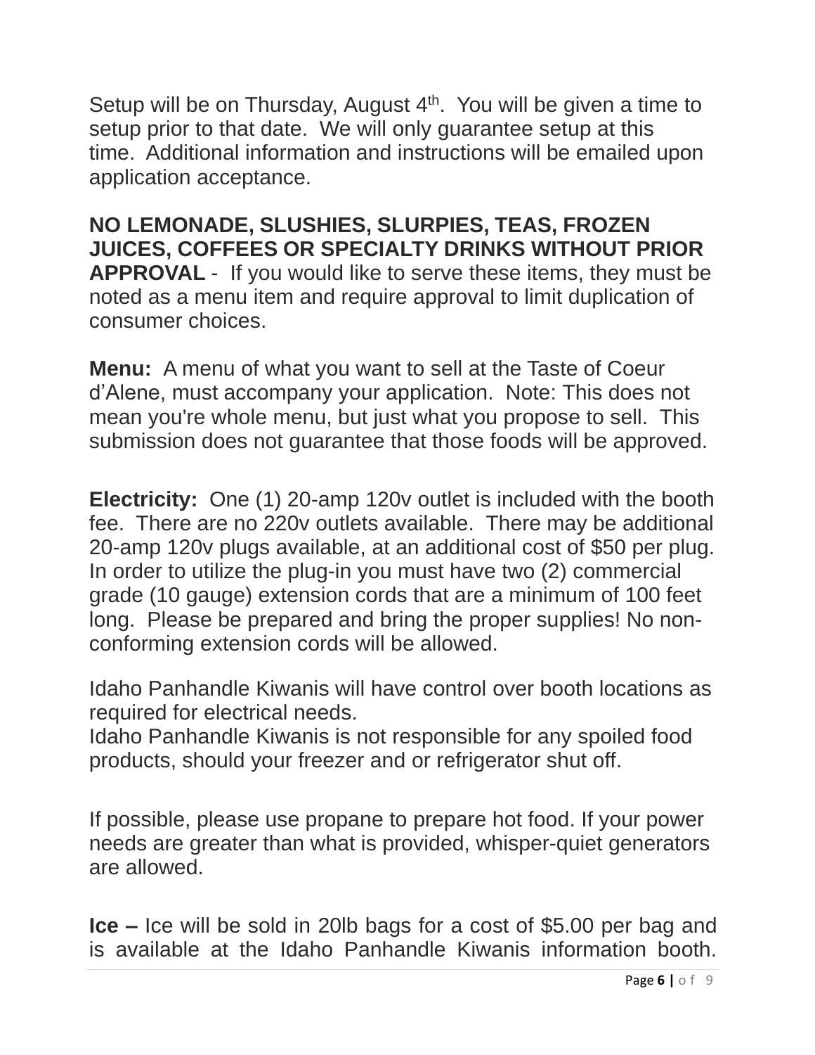Setup will be on Thursday, August 4th. You will be given a time to setup prior to that date. We will only guarantee setup at this time. Additional information and instructions will be emailed upon application acceptance.

**NO LEMONADE, SLUSHIES, SLURPIES, TEAS, FROZEN JUICES, COFFEES OR SPECIALTY DRINKS WITHOUT PRIOR APPROVAL** - If you would like to serve these items, they must be noted as a menu item and require approval to limit duplication of consumer choices.

**Menu:** A menu of what you want to sell at the Taste of Coeur d'Alene, must accompany your application. Note: This does not mean you're whole menu, but just what you propose to sell. This submission does not guarantee that those foods will be approved.

**Electricity:** One (1) 20-amp 120v outlet is included with the booth fee. There are no 220v outlets available. There may be additional 20-amp 120v plugs available, at an additional cost of $50 per plug. In order to utilize the plug-in you must have two (2) commercial grade (10 gauge) extension cords that are a minimum of 100 feet long. Please be prepared and bring the proper supplies! No non-conforming extension cords will be allowed.

Idaho Panhandle Kiwanis will have control over booth locations as required for electrical needs.
Idaho Panhandle Kiwanis is not responsible for any spoiled food products, should your freezer and or refrigerator shut off.

If possible, please use propane to prepare hot food. If your power needs are greater than what is provided, whisper-quiet generators are allowed.

**Ice –** Ice will be sold in 20lb bags for a cost of $5.00 per bag and is available at the Idaho Panhandle Kiwanis information booth.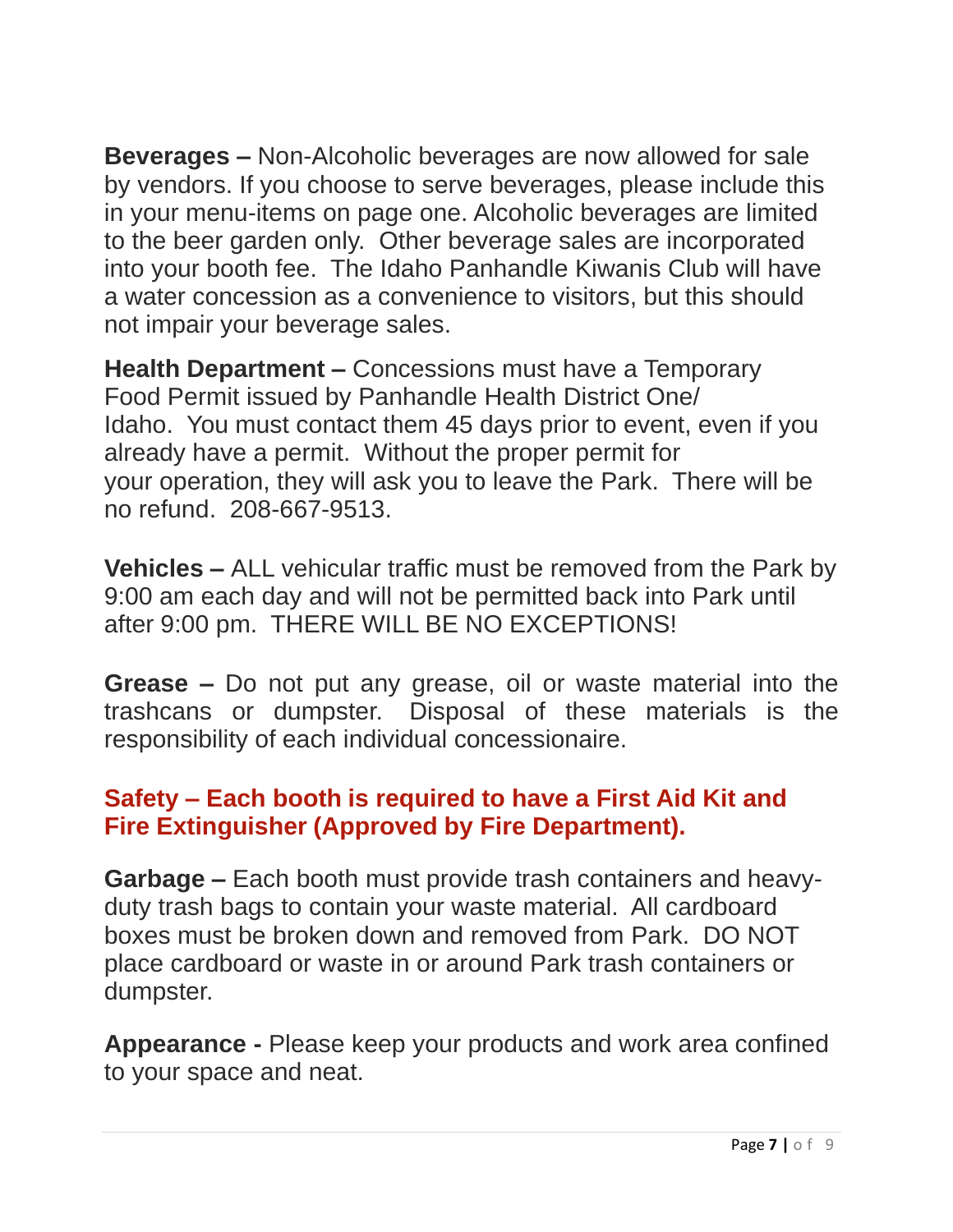**Beverages –** Non-Alcoholic beverages are now allowed for sale by vendors. If you choose to serve beverages, please include this in your menu-items on page one. Alcoholic beverages are limited to the beer garden only. Other beverage sales are incorporated into your booth fee. The Idaho Panhandle Kiwanis Club will have a water concession as a convenience to visitors, but this should not impair your beverage sales.

**Health Department –** Concessions must have a Temporary Food Permit issued by Panhandle Health District One/ Idaho. You must contact them 45 days prior to event, even if you already have a permit. Without the proper permit for your operation, they will ask you to leave the Park. There will be no refund. 208-667-9513.

**Vehicles –** ALL vehicular traffic must be removed from the Park by 9:00 am each day and will not be permitted back into Park until after 9:00 pm. THERE WILL BE NO EXCEPTIONS!

**Grease –** Do not put any grease, oil or waste material into the trashcans or dumpster. Disposal of these materials is the responsibility of each individual concessionaire.

**Safety – Each booth is required to have a First Aid Kit and Fire Extinguisher (Approved by Fire Department).**

**Garbage –** Each booth must provide trash containers and heavy-duty trash bags to contain your waste material. All cardboard boxes must be broken down and removed from Park. DO NOT place cardboard or waste in or around Park trash containers or dumpster.

**Appearance -** Please keep your products and work area confined to your space and neat.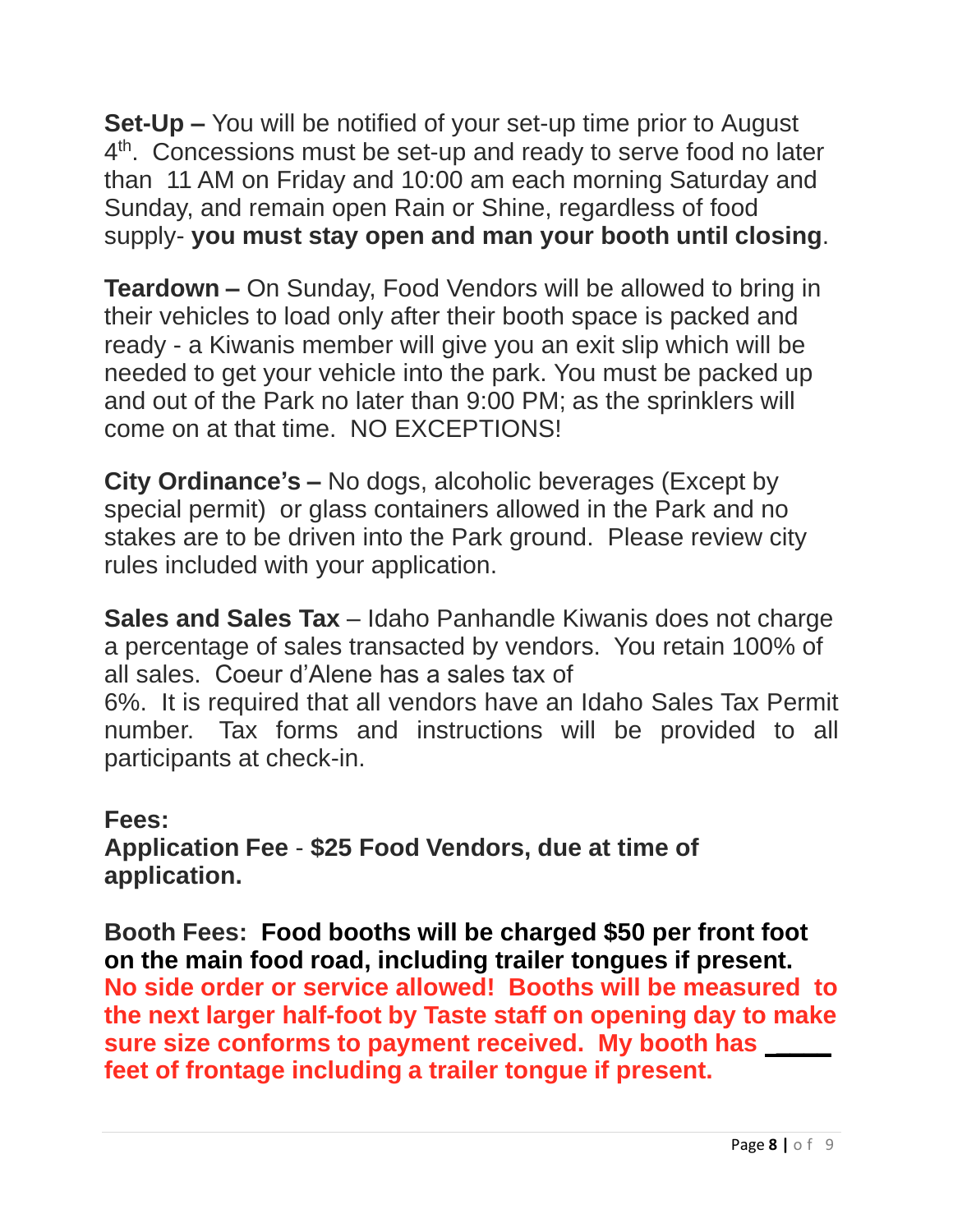**Set-Up –** You will be notified of your set-up time prior to August 4th. Concessions must be set-up and ready to serve food no later than 11 AM on Friday and 10:00 am each morning Saturday and Sunday, and remain open Rain or Shine, regardless of food supply- **you must stay open and man your booth until closing**.

**Teardown –** On Sunday, Food Vendors will be allowed to bring in their vehicles to load only after their booth space is packed and ready - a Kiwanis member will give you an exit slip which will be needed to get your vehicle into the park. You must be packed up and out of the Park no later than 9:00 PM; as the sprinklers will come on at that time. NO EXCEPTIONS!

**City Ordinance's –** No dogs, alcoholic beverages (Except by special permit) or glass containers allowed in the Park and no stakes are to be driven into the Park ground. Please review city rules included with your application.

**Sales and Sales Tax** – Idaho Panhandle Kiwanis does not charge a percentage of sales transacted by vendors. You retain 100% of all sales. Coeur d'Alene has a sales tax of 6%. It is required that all vendors have an Idaho Sales Tax Permit number. Tax forms and instructions will be provided to all participants at check-in.

**Fees:**
**Application Fee** - **$25 Food Vendors, due at time of application.**

**Booth Fees: Food booths will be charged $50 per front foot on the main food road, including trailer tongues if present. No side order or service allowed! Booths will be measured to the next larger half-foot by Taste staff on opening day to make sure size conforms to payment received. My booth has _____ feet of frontage including a trailer tongue if present.**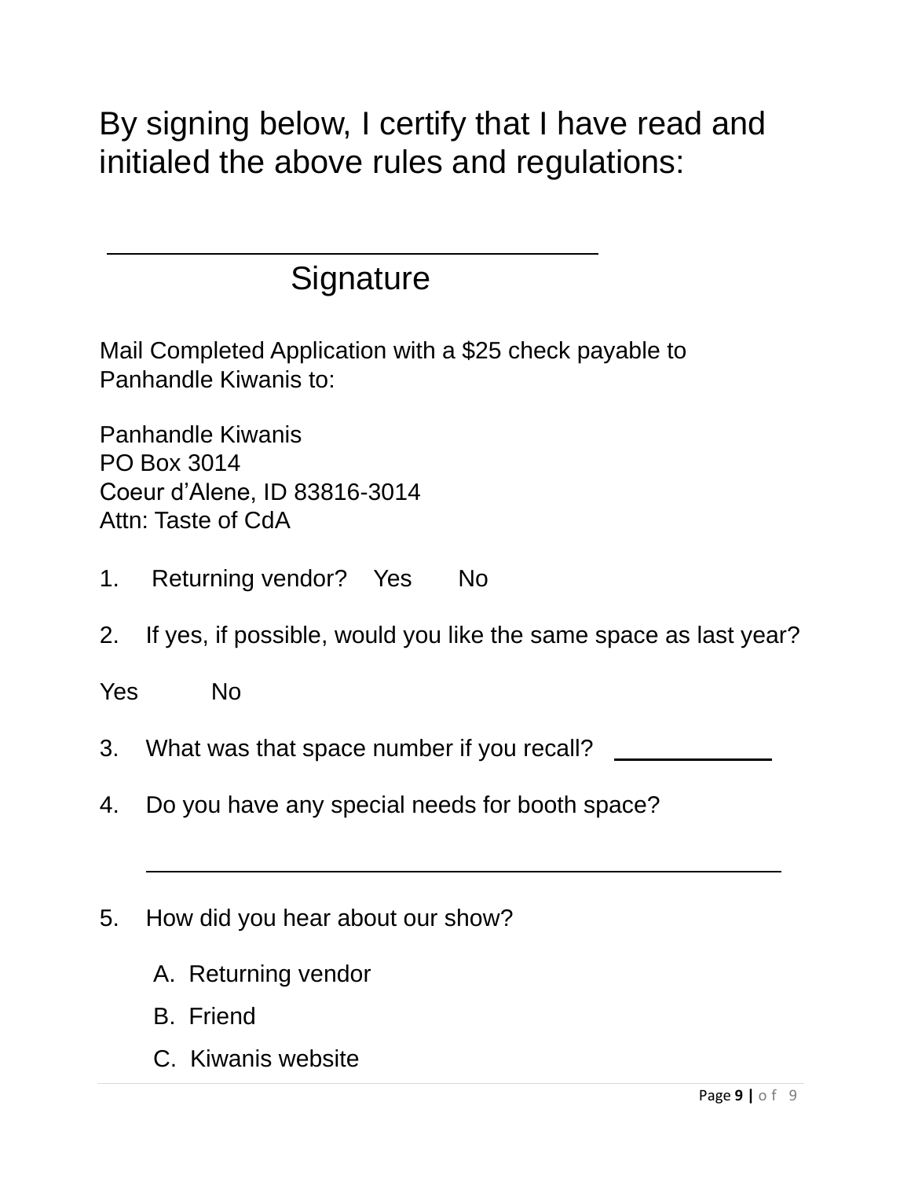By signing below, I certify that I have read and initialed the above rules and regulations:

\_\_\_\_\_\_\_\_\_\_\_\_\_\_\_\_\_\_\_\_\_\_\_\_\_\_\_\_\_\_\_\_\_\_\_\_

Signature

Mail Completed Application with a $25 check payable to Panhandle Kiwanis to:

Panhandle Kiwanis
PO Box 3014
Coeur d'Alene, ID 83816-3014
Attn: Taste of CdA

1. Returning vendor? Yes No

2. If yes, if possible, would you like the same space as last year?

Yes No

3. What was that space number if you recall? \_\_\_\_\_\_\_\_\_\_\_\_

4. Do you have any special needs for booth space?

\_\_\_\_\_\_\_\_\_\_\_\_\_\_\_\_\_\_\_\_\_\_\_\_\_\_\_\_\_\_\_\_\_\_\_\_\_\_\_\_\_\_\_\_\_\_\_\_

5. How did you hear about our show?

   A. Returning vendor
   B. Friend
   C. Kiwanis website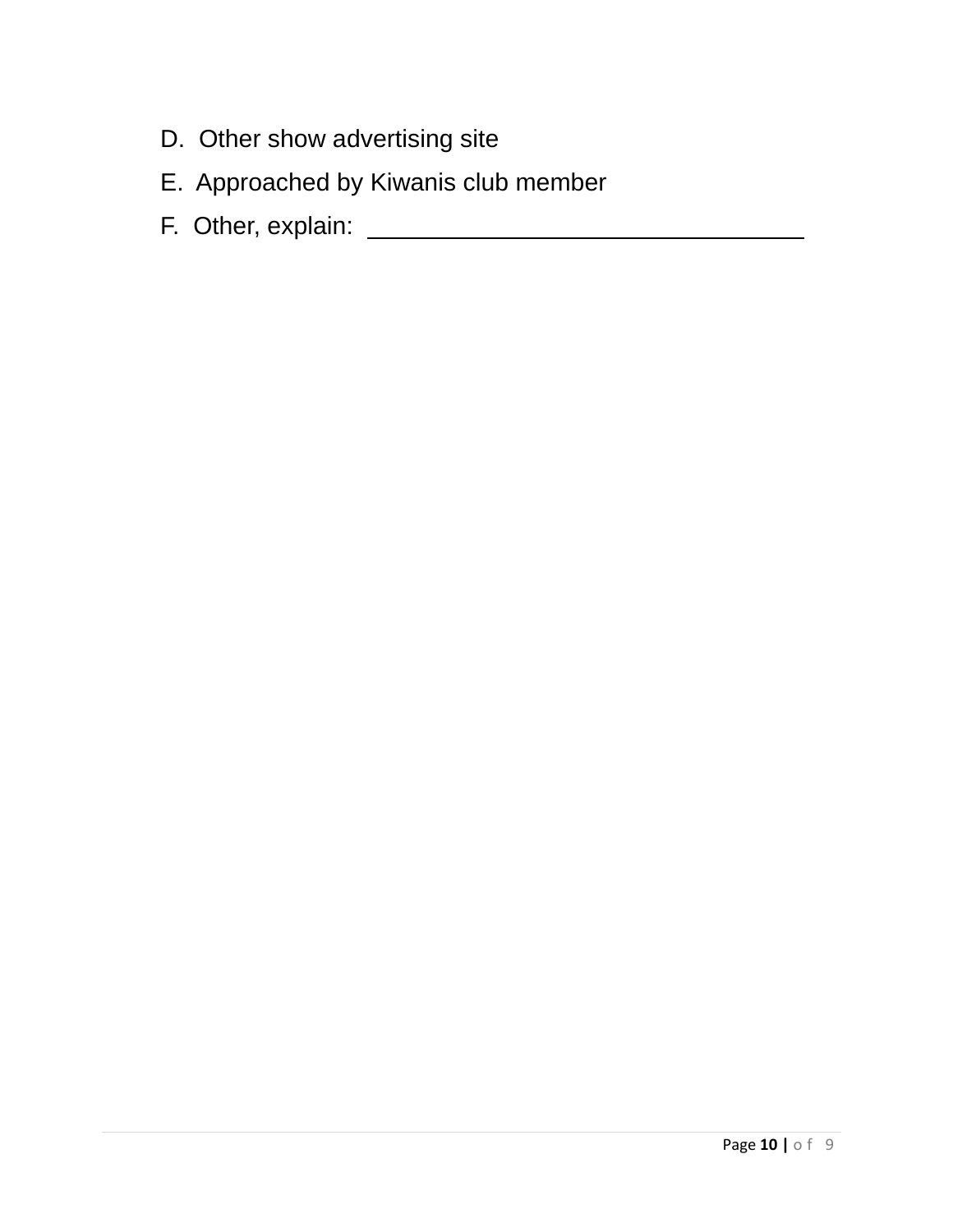D. Other show advertising site

E. Approached by Kiwanis club member

F. Other, explain: ________________________________